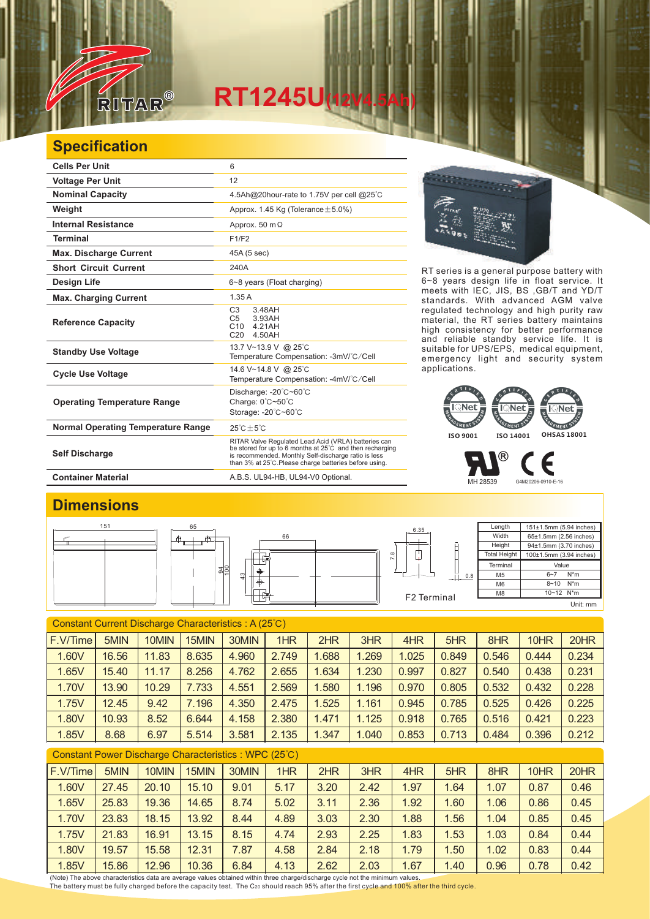# RT1245U(12V4.5Ah)

## Specification

| Specification | |
|---|---|
| Cells Per Unit | 6 |
| Voltage Per Unit | 12 |
| Nominal Capacity | 4.5Ah@20hour-rate to 1.75V per cell @25°C |
| Weight | Approx. 1.45 Kg (Tolerance±5.0%) |
| Internal Resistance | Approx. 50 mΩ |
| Terminal | F1/F2 |
| Max. Discharge Current | 45A (5 sec) |
| Short Circuit Current | 240A |
| Design Life | 6~8 years (Float charging) |
| Max. Charging Current | 1.35 A |
| Reference Capacity | C3 3.48AH<br>C5 3.93AH<br>C10 4.21AH<br>C20 4.50AH |
| Standby Use Voltage | 13.7 V~13.9 V @ 25°C<br>Temperature Compensation: -3mV/°C/Cell |
| Cycle Use Voltage | 14.6 V~14.8 V @ 25°C<br>Temperature Compensation: -4mV/°C/Cell |
| Operating Temperature Range | Discharge: -20°C~60°C<br>Charge: 0°C~50°C<br>Storage: -20°C~60°C |
| Normal Operating Temperature Range | 25°C±5°C |
| Self Discharge | RITAR Valve Regulated Lead Acid (VRLA) batteries can be stored for up to 6 months at 25°C and then recharging is recommended. Monthly Self-discharge ratio is less than 3% at 25°C.Please charge batteries before using. |
| Container Material | A.B.S. UL94-HB, UL94-V0 Optional. |

RT series is a general purpose battery with 6~8 years design life in float service. It meets with IEC, JIS, BS ,GB/T and YD/T standards. With advanced AGM valve regulated technology and high purity raw material, the RT series battery maintains high consistency for better performance and reliable standby service life. It is suitable for UPS/EPS, medical equipment, emergency light and security system applications.

ISO 9001 ISO 14001 OHSAS 18001

MH 28539 G4M20206-0910-E-16

## Dimensions

| Length | 151±1.5mm (5.94 inches) |
|---|---|
| Width | 65±1.5mm (2.56 inches) |
| Height | 94±1.5mm (3.70 inches) |
| Total Height | 100±1.5mm (3.94 inches) |

| Terminal | Value |
|---|---|
| M5 | 6~7 N*m |
| M6 | 8~10 N*m |
| M8 | 10~12 N*m |

F2 Terminal

Unit: mm

### Constant Current Discharge Characteristics : A (25°C)

| F.V/Time | 5MIN | 10MIN | 15MIN | 30MIN | 1HR | 2HR | 3HR | 4HR | 5HR | 8HR | 10HR | 20HR |
|---|---|---|---|---|---|---|---|---|---|---|---|---|
| 1.60V | 16.56 | 11.83 | 8.635 | 4.960 | 2.749 | 1.688 | 1.269 | 1.025 | 0.849 | 0.546 | 0.444 | 0.234 |
| 1.65V | 15.40 | 11.17 | 8.256 | 4.762 | 2.655 | 1.634 | 1.230 | 0.997 | 0.827 | 0.540 | 0.438 | 0.231 |
| 1.70V | 13.90 | 10.29 | 7.733 | 4.551 | 2.569 | 1.580 | 1.196 | 0.970 | 0.805 | 0.532 | 0.432 | 0.228 |
| 1.75V | 12.45 | 9.42 | 7.196 | 4.350 | 2.475 | 1.525 | 1.161 | 0.945 | 0.785 | 0.525 | 0.426 | 0.225 |
| 1.80V | 10.93 | 8.52 | 6.644 | 4.158 | 2.380 | 1.471 | 1.125 | 0.918 | 0.765 | 0.516 | 0.421 | 0.223 |
| 1.85V | 8.68 | 6.97 | 5.514 | 3.581 | 2.135 | 1.347 | 1.040 | 0.853 | 0.713 | 0.484 | 0.396 | 0.212 |

### Constant Power Discharge Characteristics : WPC (25°C)

| F.V/Time | 5MIN | 10MIN | 15MIN | 30MIN | 1HR | 2HR | 3HR | 4HR | 5HR | 8HR | 10HR | 20HR |
|---|---|---|---|---|---|---|---|---|---|---|---|---|
| 1.60V | 27.45 | 20.10 | 15.10 | 9.01 | 5.17 | 3.20 | 2.42 | 1.97 | 1.64 | 1.07 | 0.87 | 0.46 |
| 1.65V | 25.83 | 19.36 | 14.65 | 8.74 | 5.02 | 3.11 | 2.36 | 1.92 | 1.60 | 1.06 | 0.86 | 0.45 |
| 1.70V | 23.83 | 18.15 | 13.92 | 8.44 | 4.89 | 3.03 | 2.30 | 1.88 | 1.56 | 1.04 | 0.85 | 0.45 |
| 1.75V | 21.83 | 16.91 | 13.15 | 8.15 | 4.74 | 2.93 | 2.25 | 1.83 | 1.53 | 1.03 | 0.84 | 0.44 |
| 1.80V | 19.57 | 15.58 | 12.31 | 7.87 | 4.58 | 2.84 | 2.18 | 1.79 | 1.50 | 1.02 | 0.83 | 0.44 |
| 1.85V | 15.86 | 12.96 | 10.36 | 6.84 | 4.13 | 2.62 | 2.03 | 1.67 | 1.40 | 0.96 | 0.78 | 0.42 |

(Note) The above characteristics data are average values obtained within three charge/discharge cycle not the minimum values.
The battery must be fully charged before the capacity test. The $C_{20}$ should reach 95% after the first cycle and 100% after the third cycle.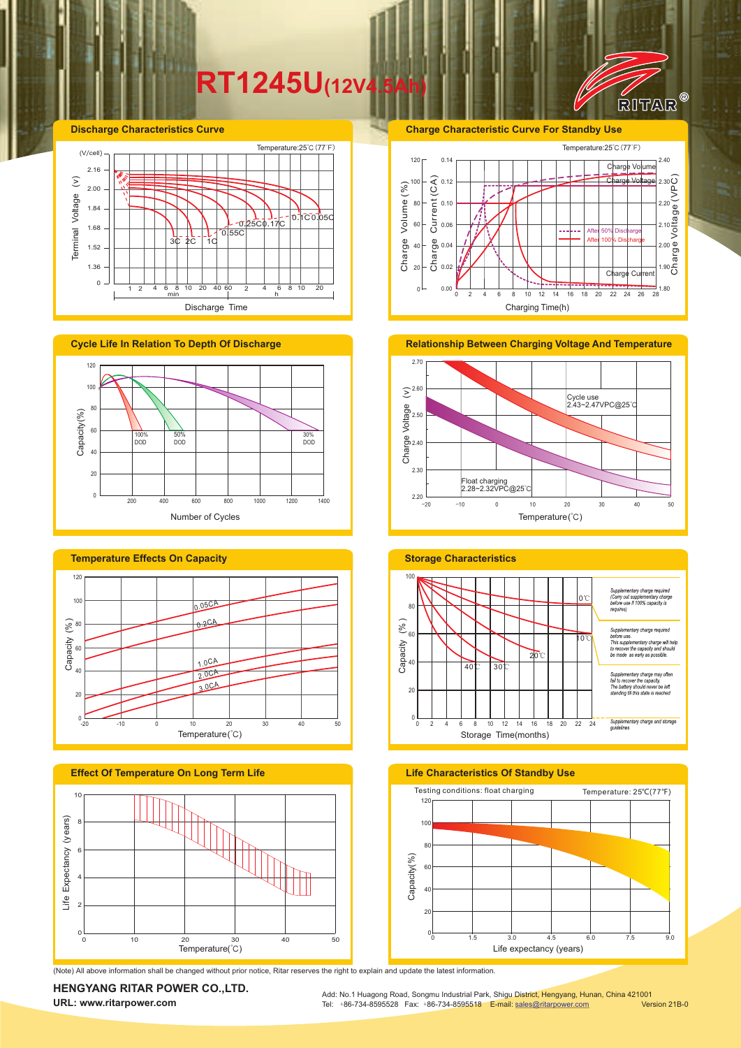# RT1245U(12V4.5Ah)

RITAR®

## Discharge Characteristics Curve

Temperature:25°C (77°F)

(V/cell)

2.16
2.00
1.84
1.68
1.52
1.36
0

Terminal Voltage (v)

3C 2C 1C 0.55C 0.25C 0.17C 0.1C 0.05C

1 2 4 6 8 10 20 40 60 2 4 6 8 10 20

min h

Discharge Time

## Charge Characteristic Curve For Standby Use

Temperature:25°C (77°F)

Charge Volume (%): 120, 100, 80, 60, 40, 20, 0

Charge Current (CA): 0.14, 0.12, 0.10, 0.06, 0.04, 0.02, 0.00

Charge Voltage (VPC): 2.40, 2.30, 2.20, 2.10, 2.00, 1.90, 1.80

Charge Volume
Charge Voltage
After 50% Discharge
After 100% Discharge
Charge Current

0 2 4 6 8 10 12 14 16 18 20 22 24 26 28

Charging Time(h)

## Cycle Life In Relation To Depth Of Discharge

Capacity(%): 120, 100, 80, 60, 40, 20, 0

100% DOD
50% DOD
30% DOD

200 400 600 800 1000 1200 1400

Number of Cycles

## Relationship Between Charging Voltage And Temperature

Charge Voltage (v): 2.70, 2.60, 2.50, 2.40, 2.30, 2.20

Cycle use
2.43~2.47VPC@25°C

Float charging
2.28~2.32VPC@25°C

−20 −10 0 10 20 30 40 50

Temperature(°C)

## Temperature Effects On Capacity

Capacity (%): 120, 100, 80, 60, 40, 20, 0

0.05CA
0.2CA
1.0CA
2.0CA
3.0CA

-20 -10 0 10 20 30 40 50

Temperature(°C)

## Storage Characteristics

Capacity (%): 100, 80, 60, 40, 20, 0

0°C
10°C
20°C
30°C
40°C

0 2 4 6 8 10 12 14 16 18 20 22 24

Storage Time(months)

Supplementary charge required (Carry out supplementary charge before use if 100% capacity is requires)

Supplementary charge required before use. This supplementary charge will help to recover the capacity and should be made as early as possible.

Supplementary charge may often fail to recover the capacity. The battery should never be left standing till this state is reached

Supplementary charge and storage guidelines

## Effect Of Temperature On Long Term Life

Life Expectancy (years): 10, 8, 6, 4, 2, 0

0 10 20 30 40 50

Temperature(°C)

## Life Characteristics Of Standby Use

Testing conditions: float charging

Temperature: 25°C(77°F)

Capacity(%): 120, 100, 80, 60, 40, 20, 0

0 1.5 3.0 4.5 6.0 7.5 9.0

Life expectancy (years)

(Note) All above information shall be changed without prior notice, Ritar reserves the right to explain and update the latest information.

**HENGYANG RITAR POWER CO.,LTD.**
**URL: www.ritarpower.com**

Add: No.1 Huagong Road, Songmu Industrial Park, Shigu District, Hengyang, Hunan, China 421001
Tel: +86-734-8595528 Fax: +86-734-8595518 E-mail: sales@ritarpower.com

Version 21B-0